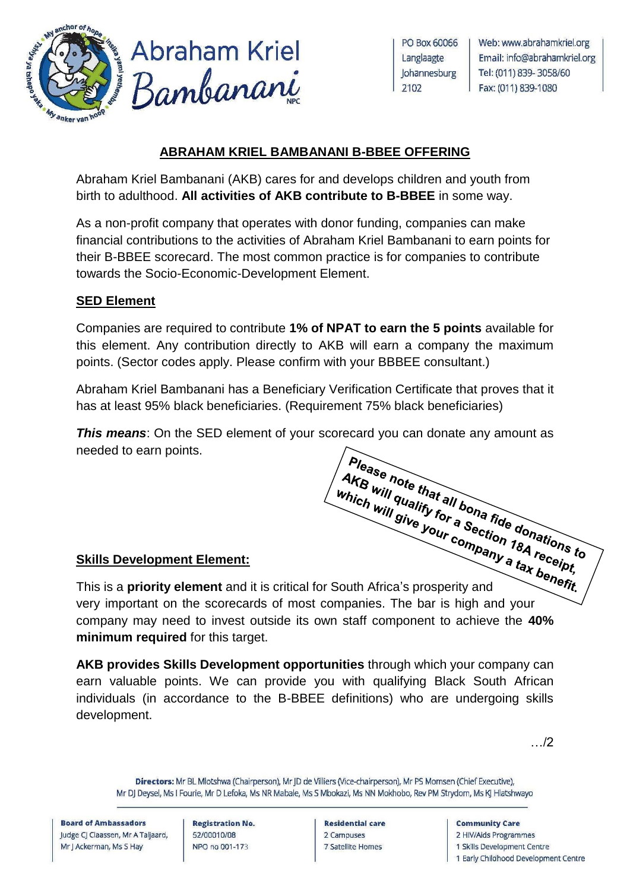# Abraham Kriel Bambanani NPC

PO Box 60066
Langlaagte
Johannesburg
2102

Web: www.abrahamkriel.org
Email: info@abrahamkriel.org
Tel: (011) 839- 3058/60
Fax: (011) 839-1080

## ABRAHAM KRIEL BAMBANANI B-BBEE OFFERING

Abraham Kriel Bambanani (AKB) cares for and develops children and youth from birth to adulthood. **All activities of AKB contribute to B-BBEE** in some way.

As a non-profit company that operates with donor funding, companies can make financial contributions to the activities of Abraham Kriel Bambanani to earn points for their B-BBEE scorecard. The most common practice is for companies to contribute towards the Socio-Economic-Development Element.

### SED Element

Companies are required to contribute **1% of NPAT to earn the 5 points** available for this element. Any contribution directly to AKB will earn a company the maximum points. (Sector codes apply. Please confirm with your BBBEE consultant.)

Abraham Kriel Bambanani has a Beneficiary Verification Certificate that proves that it has at least 95% black beneficiaries. (Requirement 75% black beneficiaries)

***This means***: On the SED element of your scorecard you can donate any amount as needed to earn points.

> **Please note that all bona fide donations to AKB will qualify for a Section 18A receipt, which will give your company a tax benefit.**

### Skills Development Element:

This is a **priority element** and it is critical for South Africa's prosperity and very important on the scorecards of most companies. The bar is high and your company may need to invest outside its own staff component to achieve the **40% minimum required** for this target.

**AKB provides Skills Development opportunities** through which your company can earn valuable points. We can provide you with qualifying Black South African individuals (in accordance to the B-BBEE definitions) who are undergoing skills development.

…/2

**Directors:** Mr BL Mlotshwa (Chairperson), Mr JD de Villiers (Vice-chairperson), Mr PS Momsen (Chief Executive), Mr DJ Deysel, Ms I Fourie, Mr D Lefoka, Ms NR Mabale, Ms S Mbokazi, Ms NN Mokhobo, Rev PM Strydom, Ms KJ Hlatshwayo

**Board of Ambassadors**
Judge CJ Claassen, Mr A Taljaard, Mr J Ackerman, Ms S Hay

**Registration No.**
52/00010/08
NPO no 001-173

**Residential care**
2 Campuses
7 Satellite Homes

**Community Care**
2 HIV/Aids Programmes
1 Skills Development Centre
1 Early Childhood Development Centre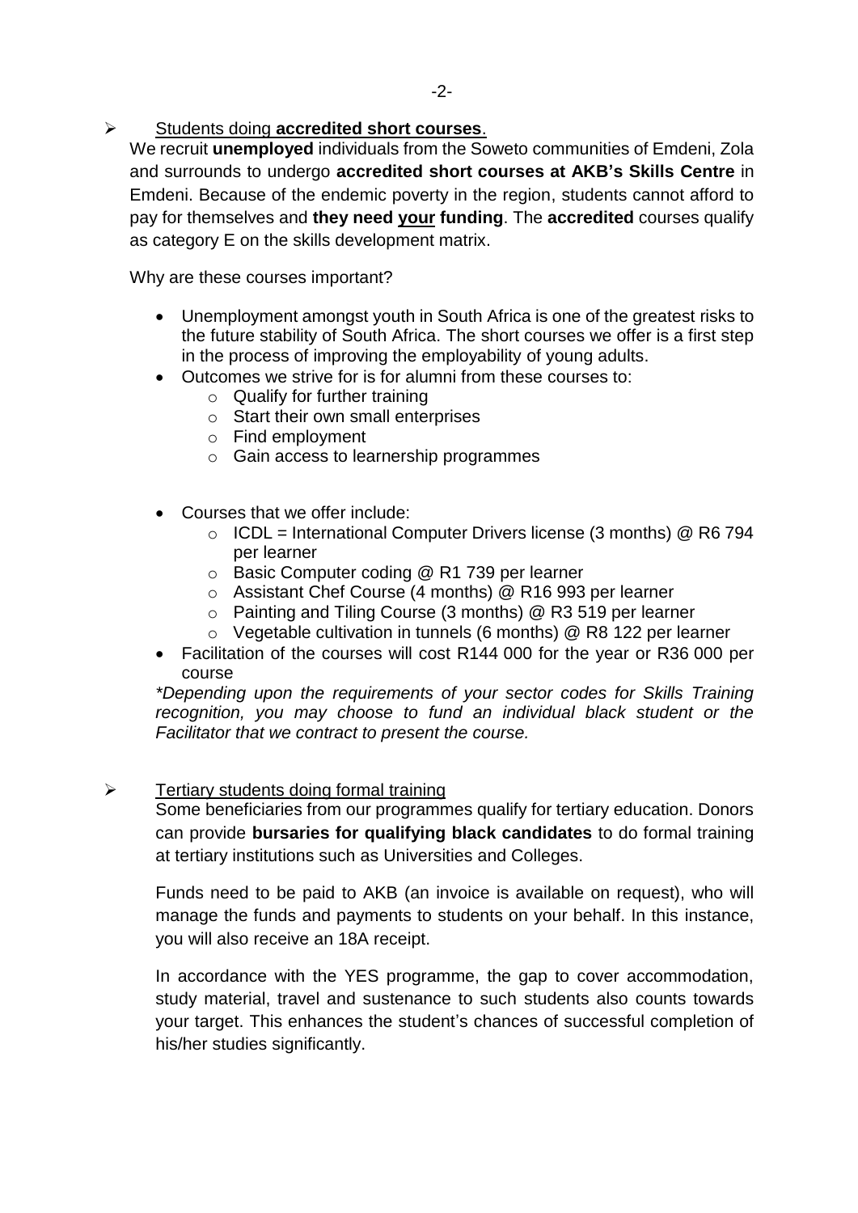- Students doing **accredited short courses**.

We recruit **unemployed** individuals from the Soweto communities of Emdeni, Zola and surrounds to undergo **accredited short courses at AKB's Skills Centre** in Emdeni. Because of the endemic poverty in the region, students cannot afford to pay for themselves and **they need your funding**. The **accredited** courses qualify as category E on the skills development matrix.

Why are these courses important?

- Unemployment amongst youth in South Africa is one of the greatest risks to the future stability of South Africa. The short courses we offer is a first step in the process of improving the employability of young adults.
- Outcomes we strive for is for alumni from these courses to:
  - Qualify for further training
  - Start their own small enterprises
  - Find employment
  - Gain access to learnership programmes

- Courses that we offer include:
  - ICDL = International Computer Drivers license (3 months) @ R6 794 per learner
  - Basic Computer coding @ R1 739 per learner
  - Assistant Chef Course (4 months) @ R16 993 per learner
  - Painting and Tiling Course (3 months) @ R3 519 per learner
  - Vegetable cultivation in tunnels (6 months) @ R8 122 per learner
- Facilitation of the courses will cost R144 000 for the year or R36 000 per course

*\*Depending upon the requirements of your sector codes for Skills Training recognition, you may choose to fund an individual black student or the Facilitator that we contract to present the course.*

- Tertiary students doing formal training

Some beneficiaries from our programmes qualify for tertiary education. Donors can provide **bursaries for qualifying black candidates** to do formal training at tertiary institutions such as Universities and Colleges.

Funds need to be paid to AKB (an invoice is available on request), who will manage the funds and payments to students on your behalf. In this instance, you will also receive an 18A receipt.

In accordance with the YES programme, the gap to cover accommodation, study material, travel and sustenance to such students also counts towards your target. This enhances the student's chances of successful completion of his/her studies significantly.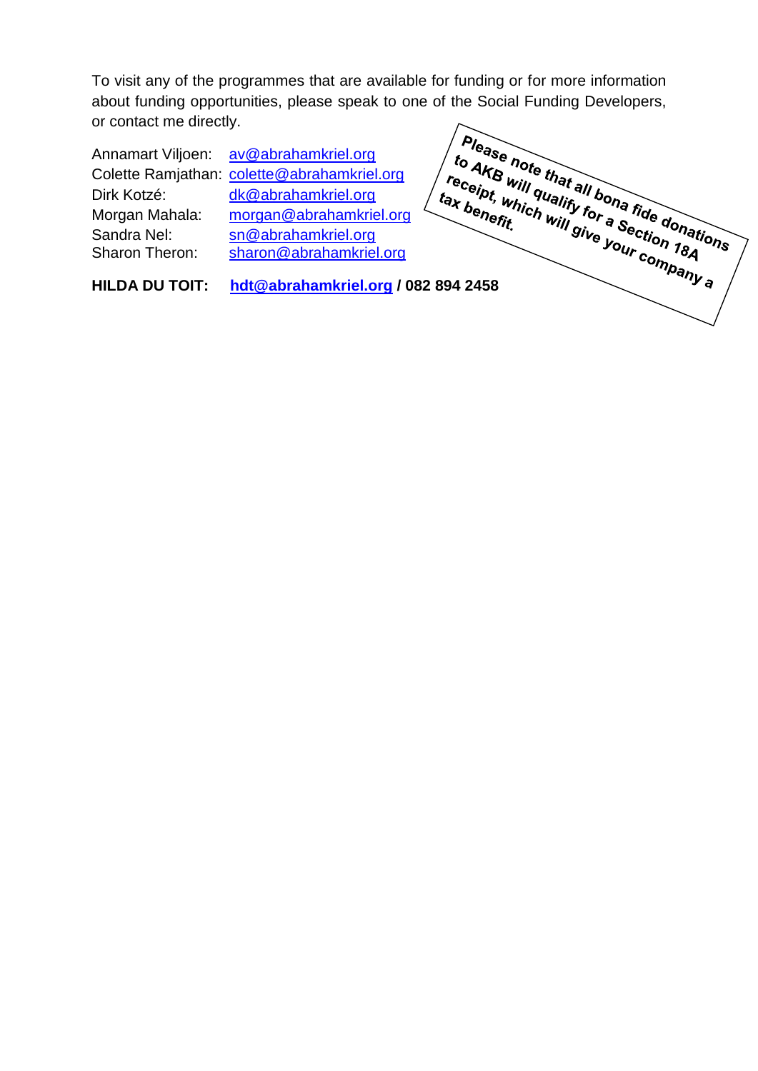To visit any of the programmes that are available for funding or for more information about funding opportunities, please speak to one of the Social Funding Developers, or contact me directly.

| | |
|---|---|
| Annamart Viljoen: | av@abrahamkriel.org |
| Colette Ramjathan: | colette@abrahamkriel.org |
| Dirk Kotzé: | dk@abrahamkriel.org |
| Morgan Mahala: | morgan@abrahamkriel.org |
| Sandra Nel: | sn@abrahamkriel.org |
| Sharon Theron: | sharon@abrahamkriel.org |

**HILDA DU TOIT:** **hdt@abrahamkriel.org / 082 894 2458**

***Please note that all bona fide donations to AKB will qualify for a Section 18A receipt, which will give your company a tax benefit.***